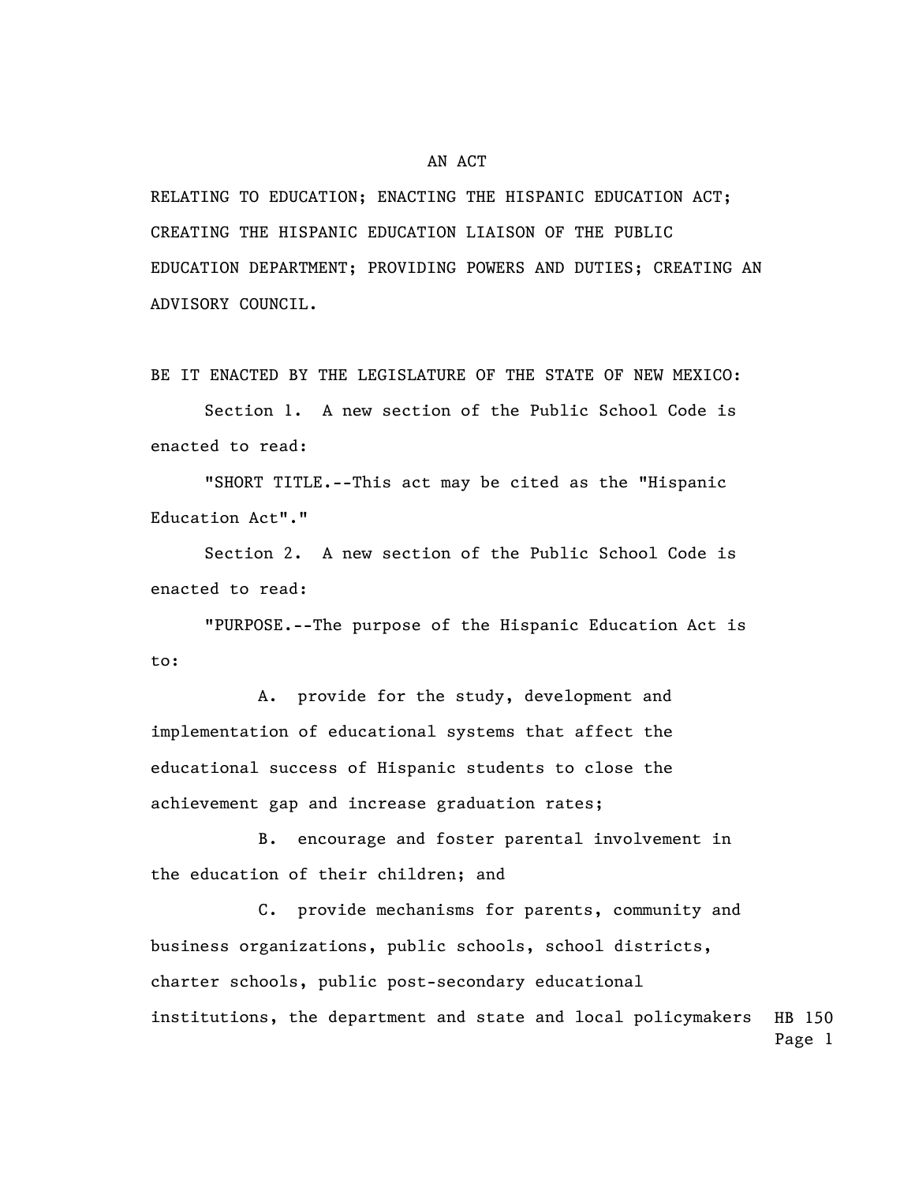# AN ACT

RELATING TO EDUCATION; ENACTING THE HISPANIC EDUCATION ACT; CREATING THE HISPANIC EDUCATION LIAISON OF THE PUBLIC EDUCATION DEPARTMENT; PROVIDING POWERS AND DUTIES; CREATING AN ADVISORY COUNCIL.

BE IT ENACTED BY THE LEGISLATURE OF THE STATE OF NEW MEXICO:

Section 1. A new section of the Public School Code is enacted to read:

"SHORT TITLE.--This act may be cited as the "Hispanic Education Act"."

Section 2. A new section of the Public School Code is enacted to read:

"PURPOSE.--The purpose of the Hispanic Education Act is to:

A. provide for the study, development and implementation of educational systems that affect the educational success of Hispanic students to close the achievement gap and increase graduation rates;

B. encourage and foster parental involvement in the education of their children; and

C. provide mechanisms for parents, community and business organizations, public schools, school districts, charter schools, public post-secondary educational institutions, the department and state and local policymakers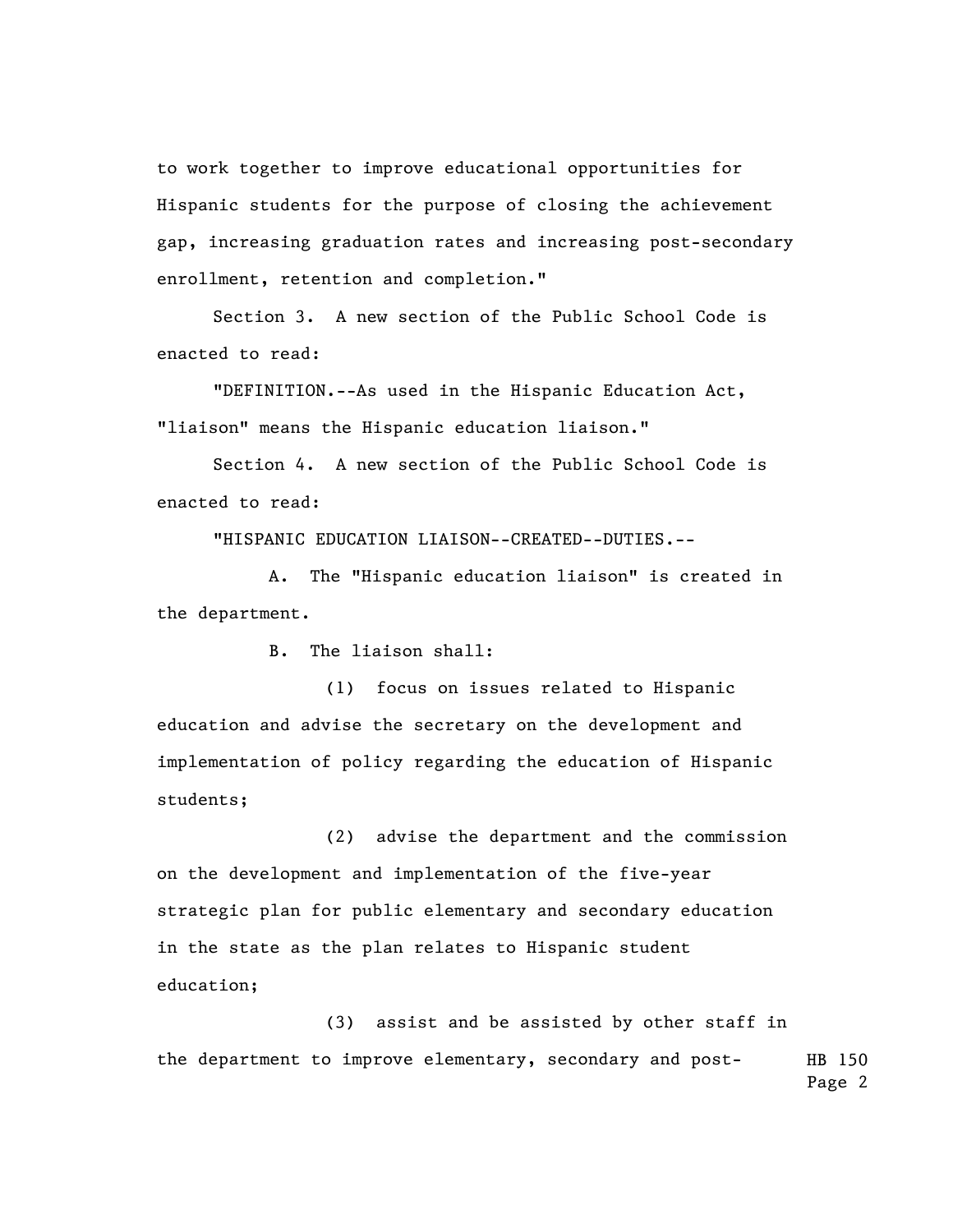to work together to improve educational opportunities for Hispanic students for the purpose of closing the achievement gap, increasing graduation rates and increasing post-secondary enrollment, retention and completion."

Section 3. A new section of the Public School Code is enacted to read:

"DEFINITION.--As used in the Hispanic Education Act, "liaison" means the Hispanic education liaison."

Section 4. A new section of the Public School Code is enacted to read:

"HISPANIC EDUCATION LIAISON--CREATED--DUTIES.--

A. The "Hispanic education liaison" is created in the department.

B. The liaison shall:

(1) focus on issues related to Hispanic education and advise the secretary on the development and implementation of policy regarding the education of Hispanic students;

(2) advise the department and the commission on the development and implementation of the five-year strategic plan for public elementary and secondary education in the state as the plan relates to Hispanic student education;

(3) assist and be assisted by other staff in the department to improve elementary, secondary and post-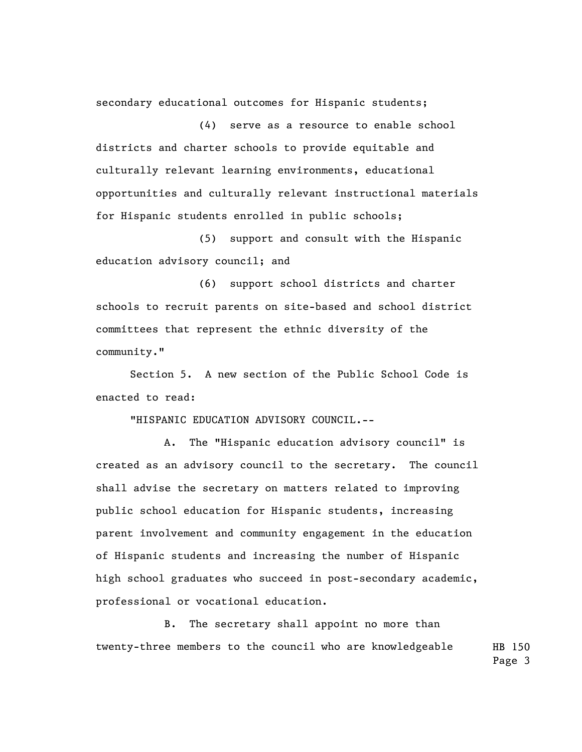secondary educational outcomes for Hispanic students;

(4) serve as a resource to enable school districts and charter schools to provide equitable and culturally relevant learning environments, educational opportunities and culturally relevant instructional materials for Hispanic students enrolled in public schools;

(5) support and consult with the Hispanic education advisory council; and

(6) support school districts and charter schools to recruit parents on site-based and school district committees that represent the ethnic diversity of the community."

Section 5. A new section of the Public School Code is enacted to read:

"HISPANIC EDUCATION ADVISORY COUNCIL.--

A. The "Hispanic education advisory council" is created as an advisory council to the secretary. The council shall advise the secretary on matters related to improving public school education for Hispanic students, increasing parent involvement and community engagement in the education of Hispanic students and increasing the number of Hispanic high school graduates who succeed in post-secondary academic, professional or vocational education.

B. The secretary shall appoint no more than twenty-three members to the council who are knowledgeable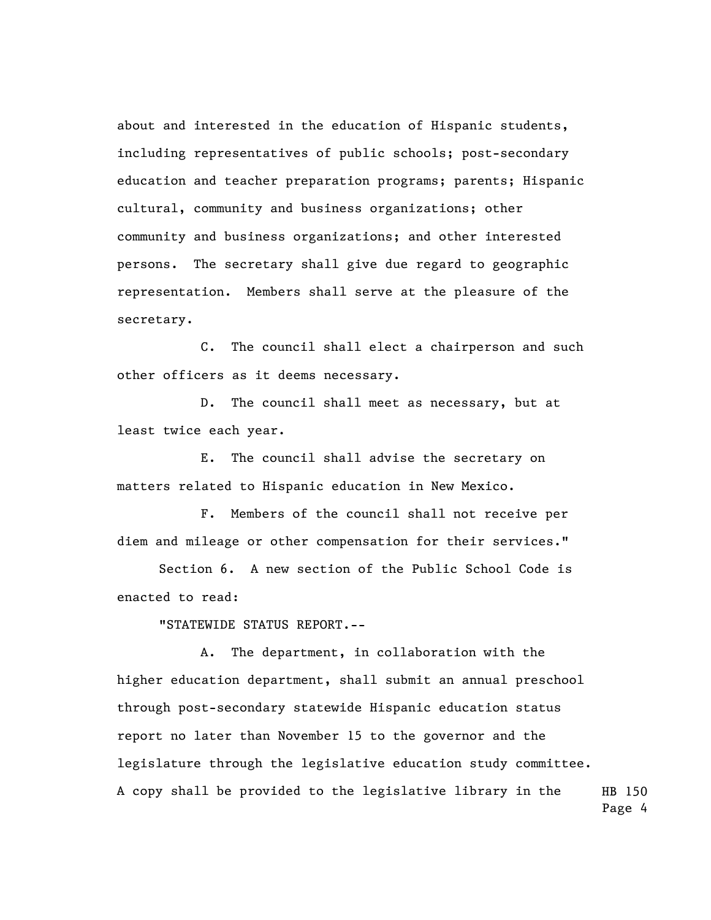about and interested in the education of Hispanic students, including representatives of public schools; post-secondary education and teacher preparation programs; parents; Hispanic cultural, community and business organizations; other community and business organizations; and other interested persons. The secretary shall give due regard to geographic representation. Members shall serve at the pleasure of the secretary.

C. The council shall elect a chairperson and such other officers as it deems necessary.

D. The council shall meet as necessary, but at least twice each year.

E. The council shall advise the secretary on matters related to Hispanic education in New Mexico.

F. Members of the council shall not receive per diem and mileage or other compensation for their services."

Section 6. A new section of the Public School Code is enacted to read:

"STATEWIDE STATUS REPORT.--

A. The department, in collaboration with the higher education department, shall submit an annual preschool through post-secondary statewide Hispanic education status report no later than November 15 to the governor and the legislature through the legislative education study committee. A copy shall be provided to the legislative library in the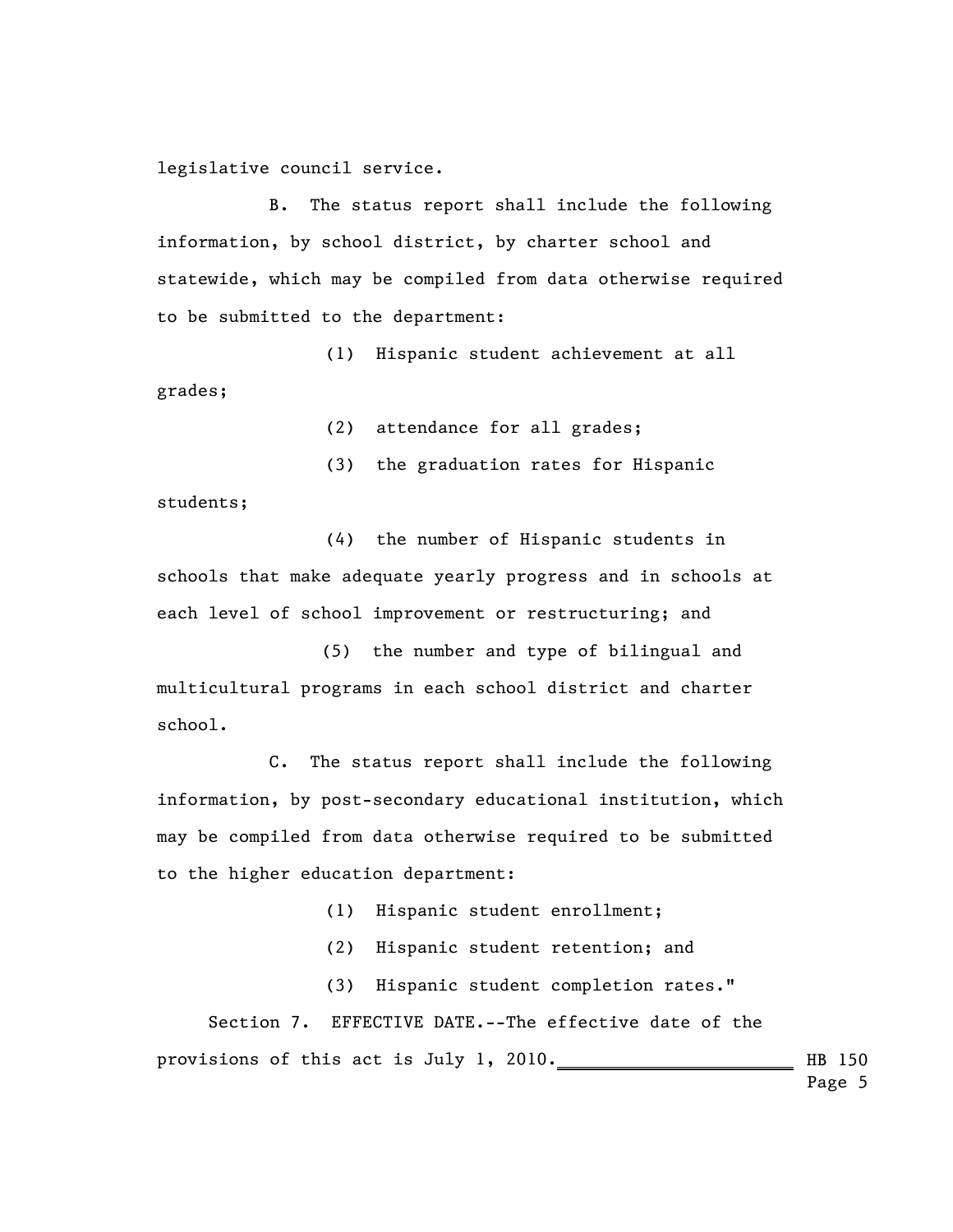legislative council service.

B. The status report shall include the following information, by school district, by charter school and statewide, which may be compiled from data otherwise required to be submitted to the department:

(1) Hispanic student achievement at all grades;

(2) attendance for all grades;

(3) the graduation rates for Hispanic students;

(4) the number of Hispanic students in schools that make adequate yearly progress and in schools at each level of school improvement or restructuring; and

(5) the number and type of bilingual and multicultural programs in each school district and charter school.

C. The status report shall include the following information, by post-secondary educational institution, which may be compiled from data otherwise required to be submitted to the higher education department:

(1) Hispanic student enrollment;

(2) Hispanic student retention; and

(3) Hispanic student completion rates."

Section 7. EFFECTIVE DATE.--The effective date of the provisions of this act is July 1, 2010.